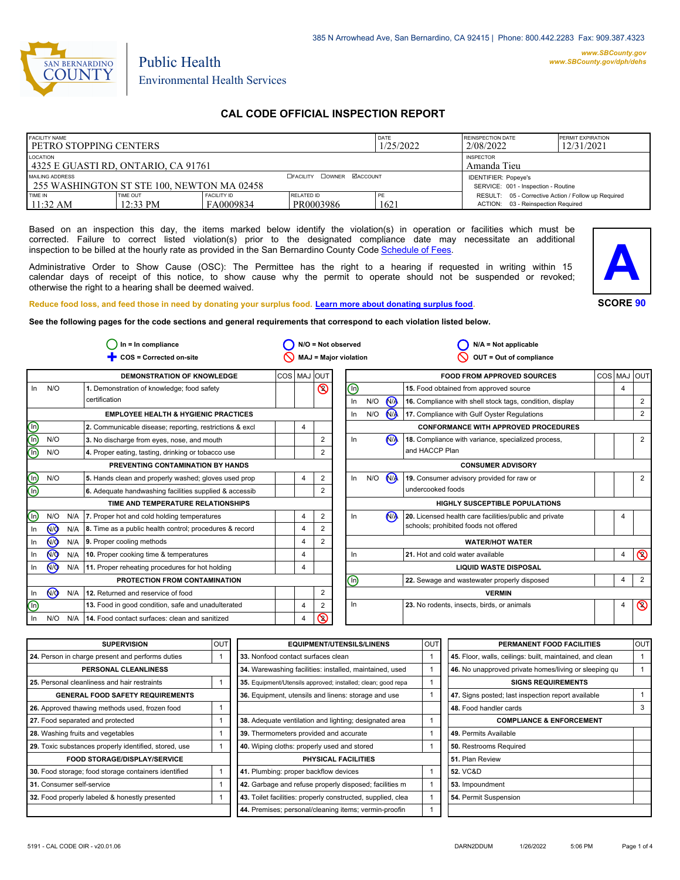385 N Arrowhead Ave, San Bernardino, CA 92415 | Phone: 800.442.2283 Fax: 909.387.4323

www.SBCounty.gov
www.SBCounty.gov/dph/dehs

SAN BERNARDINO COUNTY

Public Health
Environmental Health Services

# CAL CODE OFFICIAL INSPECTION REPORT

| FACILITY NAME | DATE | REINSPECTION DATE | PERMIT EXPIRATION |
|---|---|---|---|
| PETRO STOPPING CENTERS | 1/25/2022 | 2/08/2022 | 12/31/2021 |

| LOCATION | INSPECTOR |
|---|---|
| 4325 E GUASTI RD, ONTARIO, CA 91761 | Amanda Tieu |

| MAILING ADDRESS | ☐FACILITY ☐OWNER ☑ACCOUNT | IDENTIFIER: Popeye's |
|---|---|---|
| 255 WASHINGTON ST STE 100, NEWTON MA 02458 | | SERVICE: 001 - Inspection - Routine |

| TIME IN | TIME OUT | FACILITY ID | RELATED ID | PE | RESULT / ACTION |
|---|---|---|---|---|---|
| 11:32 AM | 12:33 PM | FA0009834 | PR0003986 | 1621 | RESULT: 05 - Corrective Action / Follow up Required; ACTION: 03 - Reinspection Required |

Based on an inspection this day, the items marked below identify the violation(s) in operation or facilities which must be corrected. Failure to correct listed violation(s) prior to the designated compliance date may necessitate an additional inspection to be billed at the hourly rate as provided in the San Bernardino County Code Schedule of Fees.

Administrative Order to Show Cause (OSC): The Permittee has the right to a hearing if requested in writing within 15 calendar days of receipt of this notice, to show cause why the permit to operate should not be suspended or revoked; otherwise the right to a hearing shall be deemed waived.

**A**

**SCORE 90**

Reduce food loss, and feed those in need by donating your surplus food. Learn more about donating surplus food.

**See the following pages for the code sections and general requirements that correspond to each violation listed below.**

In = In compliance | N/O = Not observed | N/A = Not applicable | COS = Corrected on-site | MAJ = Major violation | OUT = Out of compliance

| Status | | | Item | COS | MAJ | OUT |
|---|---|---|---|---|---|---|
| | | | **DEMONSTRATION OF KNOWLEDGE** | | | |
| In | N/O | | 1. Demonstration of knowledge; food safety certification | | | ⊘ 2 |
| | | | **EMPLOYEE HEALTH & HYGIENIC PRACTICES** | | | |
| (In) | | | 2. Communicable disease; reporting, restrictions & excl | | 4 | |
| (In) | N/O | | 3. No discharge from eyes, nose, and mouth | | | 2 |
| (In) | N/O | | 4. Proper eating, tasting, drinking or tobacco use | | | 2 |
| | | | **PREVENTING CONTAMINATION BY HANDS** | | | |
| (In) | N/O | | 5. Hands clean and properly washed; gloves used prop | | 4 | 2 |
| (In) | | | 6. Adequate handwashing facilities supplied & accessib | | | 2 |
| | | | **TIME AND TEMPERATURE RELATIONSHIPS** | | | |
| (In) | N/O | N/A | 7. Proper hot and cold holding temperatures | | 4 | 2 |
| In | (N/O) | N/A | 8. Time as a public health control; procedures & record | | 4 | 2 |
| In | (N/O) | N/A | 9. Proper cooling methods | | 4 | 2 |
| In | (N/O) | N/A | 10. Proper cooking time & temperatures | | 4 | |
| In | (N/O) | N/A | 11. Proper reheating procedures for hot holding | | 4 | |
| | | | **PROTECTION FROM CONTAMINATION** | | | |
| In | (N/O) | N/A | 12. Returned and reservice of food | | | 2 |
| (In) | | | 13. Food in good condition, safe and unadulterated | | 4 | 2 |
| In | N/O | N/A | 14. Food contact surfaces: clean and sanitized | | 4 | ⊘ 2 |
| | | | **FOOD FROM APPROVED SOURCES** | | | |
| (In) | | | 15. Food obtained from approved source | | 4 | |
| In | N/O | (N/A) | 16. Compliance with shell stock tags, condition, display | | | 2 |
| In | N/O | (N/A) | 17. Compliance with Gulf Oyster Regulations | | | 2 |
| | | | **CONFORMANCE WITH APPROVED PROCEDURES** | | | |
| In | | (N/A) | 18. Compliance with variance, specialized process, and HACCP Plan | | | 2 |
| | | | **CONSUMER ADVISORY** | | | |
| In | N/O | (N/A) | 19. Consumer advisory provided for raw or undercooked foods | | | 2 |
| | | | **HIGHLY SUSCEPTIBLE POPULATIONS** | | | |
| In | | (N/A) | 20. Licensed health care facilities/public and private schools; prohibited foods not offered | | 4 | |
| | | | **WATER/HOT WATER** | | | |
| In | | | 21. Hot and cold water available | | 4 | ⊘ 2 |
| | | | **LIQUID WASTE DISPOSAL** | | | |
| (In) | | | 22. Sewage and wastewater properly disposed | | 4 | 2 |
| | | | **VERMIN** | | | |
| In | | | 23. No rodents, insects, birds, or animals | | 4 | ⊘ 2 |

| Item | OUT |
|---|---|
| **SUPERVISION** | |
| 24. Person in charge present and performs duties | 1 |
| **PERSONAL CLEANLINESS** | |
| 25. Personal cleanliness and hair restraints | 1 |
| **GENERAL FOOD SAFETY REQUIREMENTS** | |
| 26. Approved thawing methods used, frozen food | 1 |
| 27. Food separated and protected | 1 |
| 28. Washing fruits and vegetables | 1 |
| 29. Toxic substances properly identified, stored, use | 1 |
| **FOOD STORAGE/DISPLAY/SERVICE** | |
| 30. Food storage; food storage containers identified | 1 |
| 31. Consumer self-service | 1 |
| 32. Food properly labeled & honestly presented | 1 |
| **EQUIPMENT/UTENSILS/LINENS** | |
| 33. Nonfood contact surfaces clean | 1 |
| 34. Warewashing facilities: installed, maintained, used | 1 |
| 35. Equipment/Utensils approved; installed; clean; good repa | 1 |
| 36. Equipment, utensils and linens: storage and use | 1 |
| 38. Adequate ventilation and lighting; designated area | 1 |
| 39. Thermometers provided and accurate | 1 |
| 40. Wiping cloths: properly used and stored | 1 |
| **PHYSICAL FACILITIES** | |
| 41. Plumbing: proper backflow devices | 1 |
| 42. Garbage and refuse properly disposed; facilities m | 1 |
| 43. Toilet facilities: properly constructed, supplied, clea | 1 |
| 44. Premises; personal/cleaning items; vermin-proofin | 1 |
| **PERMANENT FOOD FACILITIES** | |
| 45. Floor, walls, ceilings: built, maintained, and clean | 1 |
| 46. No unapproved private homes/living or sleeping qu | 1 |
| **SIGNS REQUIREMENTS** | |
| 47. Signs posted; last inspection report available | 1 |
| 48. Food handler cards | 3 |
| **COMPLIANCE & ENFORCEMENT** | |
| 49. Permits Available | |
| 50. Restrooms Required | |
| 51. Plan Review | |
| 52. VC&D | |
| 53. Impoundment | |
| 54. Permit Suspension | |

5191 - CAL CODE OIR - v20.01.06 DARN2DDUM 1/26/2022 5:06 PM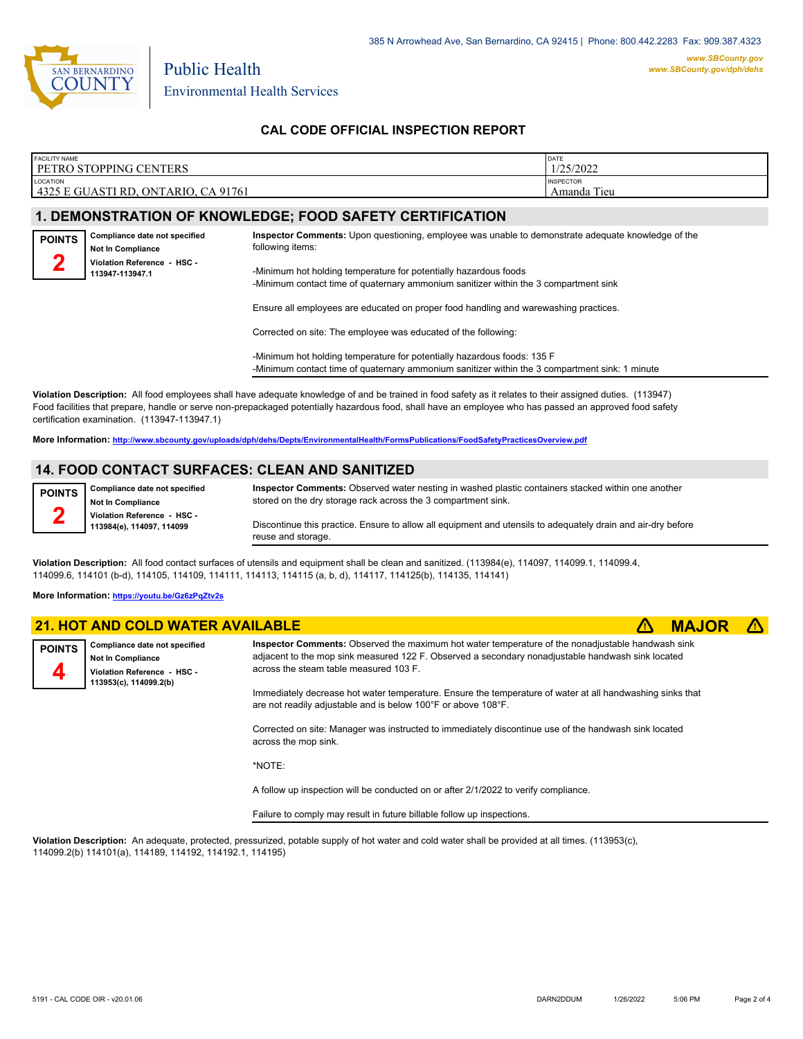# CAL CODE OFFICIAL INSPECTION REPORT

| FACILITY NAME | DATE |
|---|---|
| PETRO STOPPING CENTERS | 1/25/2022 |
| **LOCATION** | **INSPECTOR** |
| 4325 E GUASTI RD, ONTARIO, CA 91761 | Amanda Tieu |

## 1. DEMONSTRATION OF KNOWLEDGE; FOOD SAFETY CERTIFICATION

**POINTS 2**

**Compliance date not specified**
**Not In Compliance**
**Violation Reference - HSC - 113947-113947.1**

**Inspector Comments:** Upon questioning, employee was unable to demonstrate adequate knowledge of the following items:

-Minimum hot holding temperature for potentially hazardous foods
-Minimum contact time of quaternary ammonium sanitizer within the 3 compartment sink

Ensure all employees are educated on proper food handling and warewashing practices.

Corrected on site: The employee was educated of the following:

-Minimum hot holding temperature for potentially hazardous foods: 135 F
-Minimum contact time of quaternary ammonium sanitizer within the 3 compartment sink: 1 minute

**Violation Description:** All food employees shall have adequate knowledge of and be trained in food safety as it relates to their assigned duties. (113947) Food facilities that prepare, handle or serve non-prepackaged potentially hazardous food, shall have an employee who has passed an approved food safety certification examination. (113947-113947.1)

**More Information:** http://www.sbcounty.gov/uploads/dph/dehs/Depts/EnvironmentalHealth/FormsPublications/FoodSafetyPracticesOverview.pdf

## 14. FOOD CONTACT SURFACES: CLEAN AND SANITIZED

**POINTS 2**

**Compliance date not specified**
**Not In Compliance**
**Violation Reference - HSC - 113984(e), 114097, 114099**

**Inspector Comments:** Observed water nesting in washed plastic containers stacked within one another stored on the dry storage rack across the 3 compartment sink.

Discontinue this practice. Ensure to allow all equipment and utensils to adequately drain and air-dry before reuse and storage.

**Violation Description:** All food contact surfaces of utensils and equipment shall be clean and sanitized. (113984(e), 114097, 114099.1, 114099.4, 114099.6, 114101 (b-d), 114105, 114109, 114111, 114113, 114115 (a, b, d), 114117, 114125(b), 114135, 114141)

**More Information:** https://youtu.be/Gz6zPqZtv2s

## 21. HOT AND COLD WATER AVAILABLE ⚠ MAJOR ⚠

**POINTS 4**

**Compliance date not specified**
**Not In Compliance**
**Violation Reference - HSC - 113953(c), 114099.2(b)**

**Inspector Comments:** Observed the maximum hot water temperature of the nonadjustable handwash sink adjacent to the mop sink measured 122 F. Observed a secondary nonadjustable handwash sink located across the steam table measured 103 F.

Immediately decrease hot water temperature. Ensure the temperature of water at all handwashing sinks that are not readily adjustable and is below 100°F or above 108°F.

Corrected on site: Manager was instructed to immediately discontinue use of the handwash sink located across the mop sink.

*NOTE:

A follow up inspection will be conducted on or after 2/1/2022 to verify compliance.

Failure to comply may result in future billable follow up inspections.

**Violation Description:** An adequate, protected, pressurized, potable supply of hot water and cold water shall be provided at all times. (113953(c), 114099.2(b) 114101(a), 114189, 114192, 114192.1, 114195)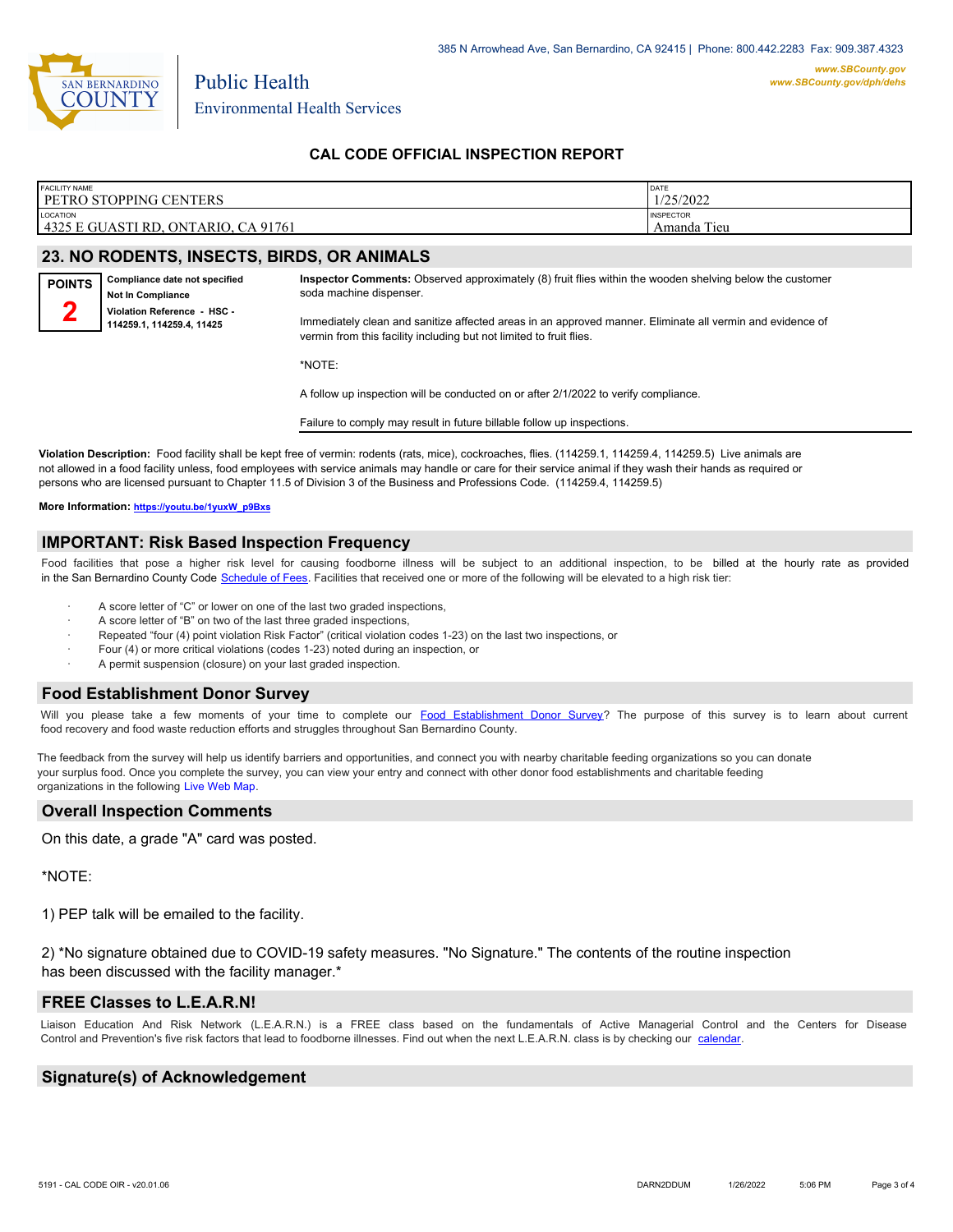385 N Arrowhead Ave, San Bernardino, CA 92415 | Phone: 800.442.2283 Fax: 909.387.4323

Public Health
Environmental Health Services

www.SBCounty.gov
www.SBCounty.gov/dph/dehs

## CAL CODE OFFICIAL INSPECTION REPORT

| FACILITY NAME | DATE |
|---|---|
| PETRO STOPPING CENTERS | 1/25/2022 |
| **LOCATION** | **INSPECTOR** |
| 4325 E GUASTI RD, ONTARIO, CA 91761 | Amanda Tieu |

## 23. NO RODENTS, INSECTS, BIRDS, OR ANIMALS

**POINTS**
**2**

**Compliance date not specified**
**Not In Compliance**
**Violation Reference - HSC - 114259.1, 114259.4, 11425**

**Inspector Comments:** Observed approximately (8) fruit flies within the wooden shelving below the customer soda machine dispenser.

Immediately clean and sanitize affected areas in an approved manner. Eliminate all vermin and evidence of vermin from this facility including but not limited to fruit flies.

*NOTE:

A follow up inspection will be conducted on or after 2/1/2022 to verify compliance.

Failure to comply may result in future billable follow up inspections.

**Violation Description:** Food facility shall be kept free of vermin: rodents (rats, mice), cockroaches, flies. (114259.1, 114259.4, 114259.5) Live animals are not allowed in a food facility unless, food employees with service animals may handle or care for their service animal if they wash their hands as required or persons who are licensed pursuant to Chapter 11.5 of Division 3 of the Business and Professions Code. (114259.4, 114259.5)

**More Information:** https://youtu.be/1yuxW_p9Bxs

## IMPORTANT: Risk Based Inspection Frequency

Food facilities that pose a higher risk level for causing foodborne illness will be subject to an additional inspection, to be billed at the hourly rate as provided in the San Bernardino County Code Schedule of Fees. Facilities that received one or more of the following will be elevated to a high risk tier:

- A score letter of "C" or lower on one of the last two graded inspections,
- A score letter of "B" on two of the last three graded inspections,
- Repeated "four (4) point violation Risk Factor" (critical violation codes 1-23) on the last two inspections, or
- Four (4) or more critical violations (codes 1-23) noted during an inspection, or
- A permit suspension (closure) on your last graded inspection.

## Food Establishment Donor Survey

Will you please take a few moments of your time to complete our Food Establishment Donor Survey? The purpose of this survey is to learn about current food recovery and food waste reduction efforts and struggles throughout San Bernardino County.

The feedback from the survey will help us identify barriers and opportunities, and connect you with nearby charitable feeding organizations so you can donate your surplus food. Once you complete the survey, you can view your entry and connect with other donor food establishments and charitable feeding organizations in the following Live Web Map.

## Overall Inspection Comments

On this date, a grade "A" card was posted.

*NOTE:

1) PEP talk will be emailed to the facility.

2) *No signature obtained due to COVID-19 safety measures. "No Signature." The contents of the routine inspection has been discussed with the facility manager.*

## FREE Classes to L.E.A.R.N!

Liaison Education And Risk Network (L.E.A.R.N.) is a FREE class based on the fundamentals of Active Managerial Control and the Centers for Disease Control and Prevention's five risk factors that lead to foodborne illnesses. Find out when the next L.E.A.R.N. class is by checking our calendar.

## Signature(s) of Acknowledgement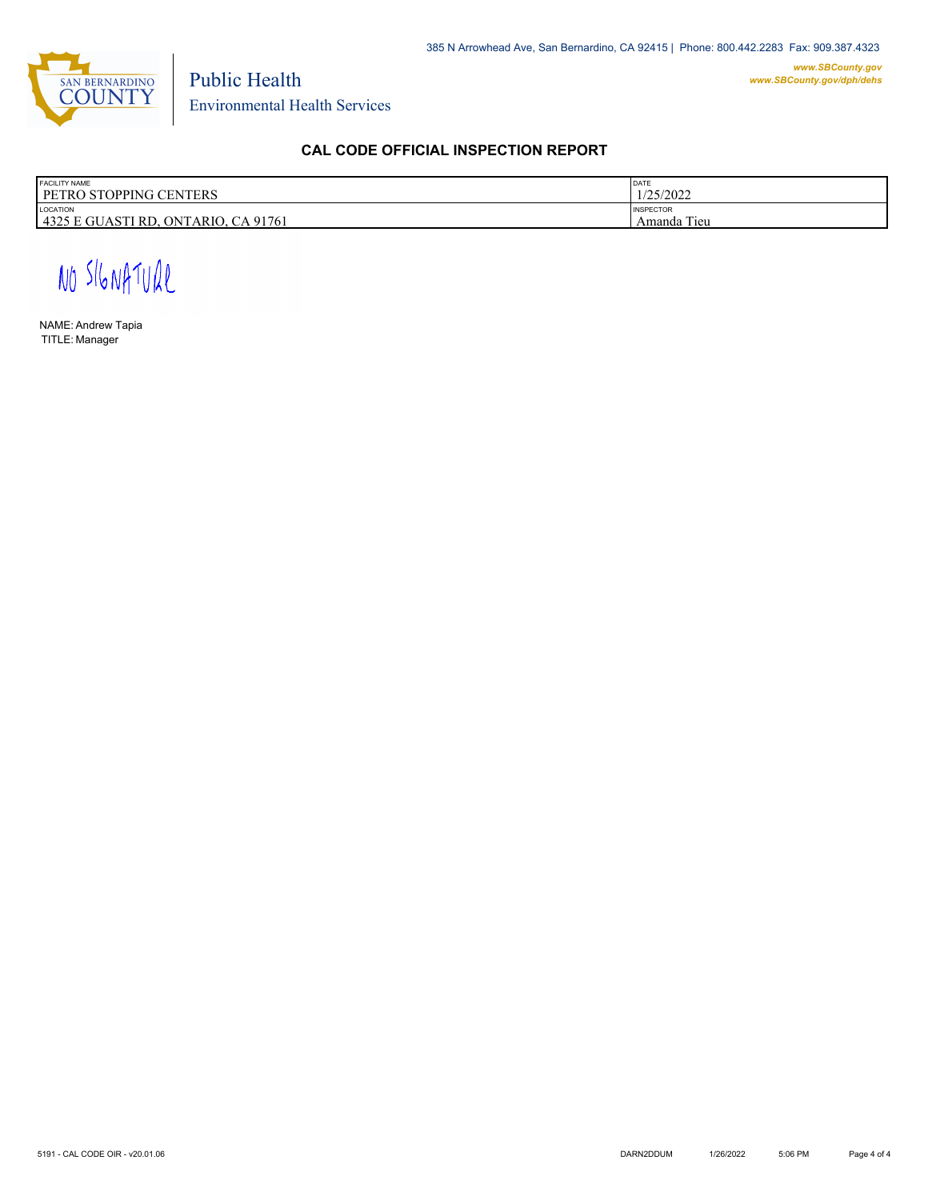385 N Arrowhead Ave, San Bernardino, CA 92415 | Phone: 800.442.2283 Fax: 909.387.4323

*www.SBCounty.gov*
*www.SBCounty.gov/dph/dehs*

SAN BERNARDINO COUNTY

Public Health
Environmental Health Services

## CAL CODE OFFICIAL INSPECTION REPORT

| FACILITY NAME | DATE |
|---|---|
| PETRO STOPPING CENTERS | 1/25/2022 |
| **LOCATION** | **INSPECTOR** |
| 4325 E GUASTI RD, ONTARIO, CA 91761 | Amanda Tieu |

NO SIGNATURE

NAME: Andrew Tapia
TITLE: Manager

5191 - CAL CODE OIR - v20.01.06 DARN2DDUM 1/26/2022 5:06 PM